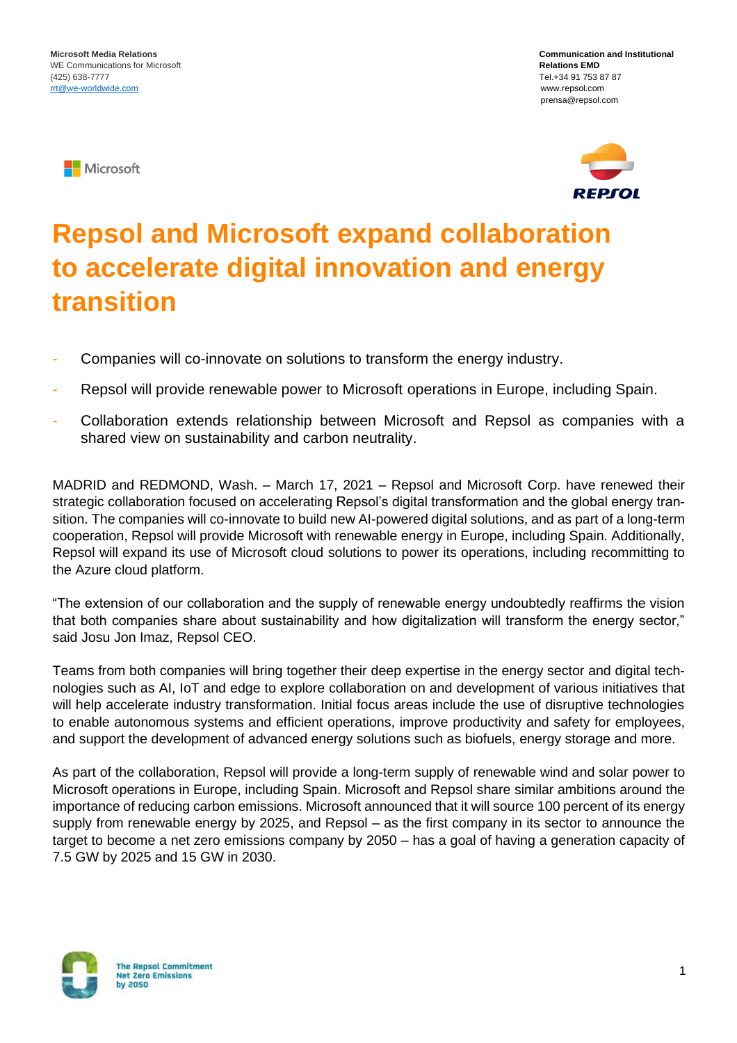**Microsoft Media Relations**
WE Communications for Microsoft
(425) 638-7777
rrt@we-worldwide.com

**Communication and Institutional Relations EMD**
Tel.+34 91 753 87 87
www.repsol.com
prensa@repsol.com

# Repsol and Microsoft expand collaboration to accelerate digital innovation and energy transition

- Companies will co-innovate on solutions to transform the energy industry.
- Repsol will provide renewable power to Microsoft operations in Europe, including Spain.
- Collaboration extends relationship between Microsoft and Repsol as companies with a shared view on sustainability and carbon neutrality.

MADRID and REDMOND, Wash. – March 17, 2021 – Repsol and Microsoft Corp. have renewed their strategic collaboration focused on accelerating Repsol's digital transformation and the global energy transition. The companies will co-innovate to build new AI-powered digital solutions, and as part of a long-term cooperation, Repsol will provide Microsoft with renewable energy in Europe, including Spain. Additionally, Repsol will expand its use of Microsoft cloud solutions to power its operations, including recommitting to the Azure cloud platform.

"The extension of our collaboration and the supply of renewable energy undoubtedly reaffirms the vision that both companies share about sustainability and how digitalization will transform the energy sector," said Josu Jon Imaz, Repsol CEO.

Teams from both companies will bring together their deep expertise in the energy sector and digital technologies such as AI, IoT and edge to explore collaboration on and development of various initiatives that will help accelerate industry transformation. Initial focus areas include the use of disruptive technologies to enable autonomous systems and efficient operations, improve productivity and safety for employees, and support the development of advanced energy solutions such as biofuels, energy storage and more.

As part of the collaboration, Repsol will provide a long-term supply of renewable wind and solar power to Microsoft operations in Europe, including Spain. Microsoft and Repsol share similar ambitions around the importance of reducing carbon emissions. Microsoft announced that it will source 100 percent of its energy supply from renewable energy by 2025, and Repsol – as the first company in its sector to announce the target to become a net zero emissions company by 2050 – has a goal of having a generation capacity of 7.5 GW by 2025 and 15 GW in 2030.

The Repsol Commitment
Net Zero Emissions
by 2050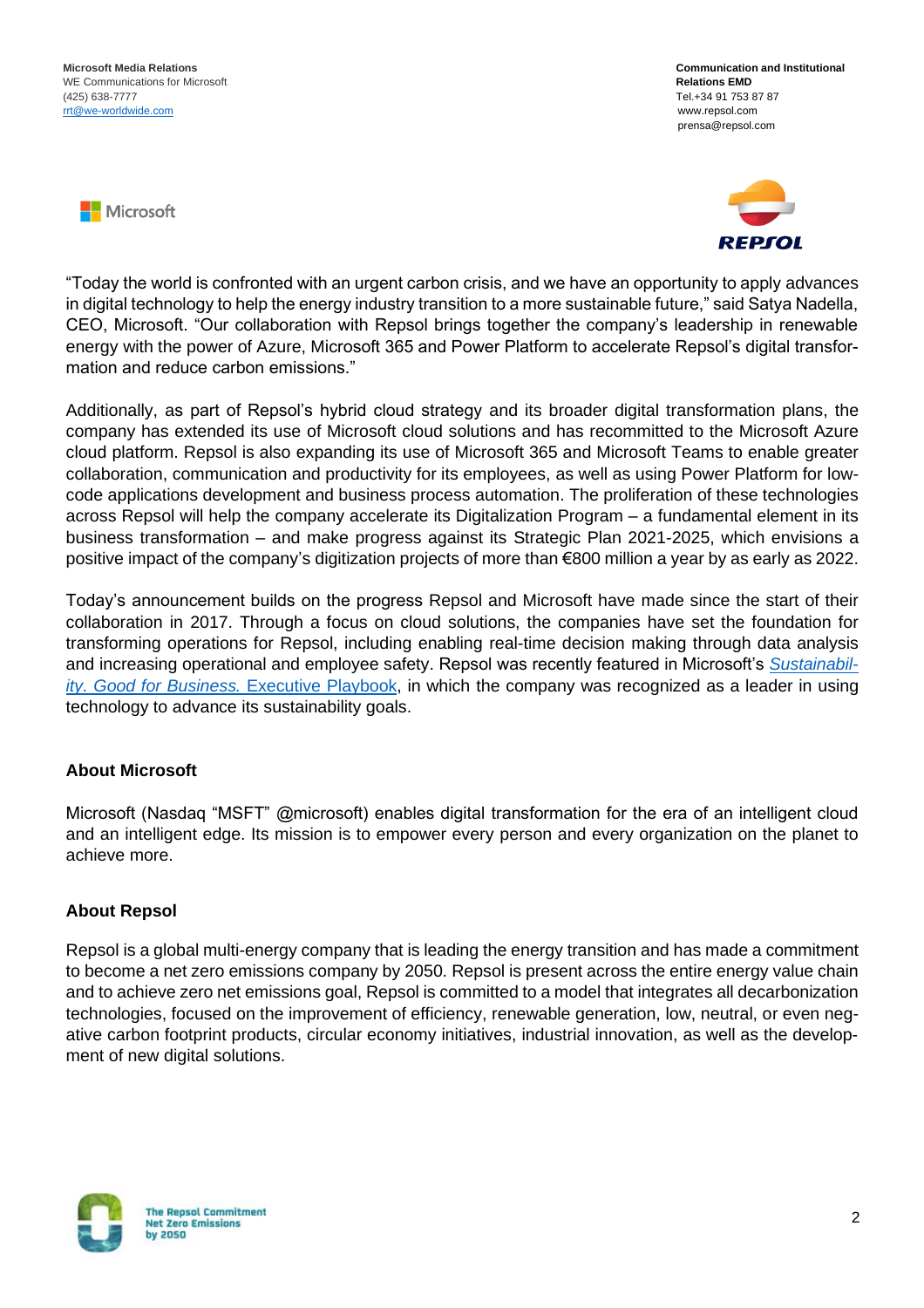Microsoft Media Relations
WE Communications for Microsoft
(425) 638-7777
rrt@we-worldwide.com

**Communication and Institutional Relations EMD**
Tel.+34 91 753 87 87
www.repsol.com
prensa@repsol.com

"Today the world is confronted with an urgent carbon crisis, and we have an opportunity to apply advances in digital technology to help the energy industry transition to a more sustainable future," said Satya Nadella, CEO, Microsoft. "Our collaboration with Repsol brings together the company's leadership in renewable energy with the power of Azure, Microsoft 365 and Power Platform to accelerate Repsol's digital transformation and reduce carbon emissions."

Additionally, as part of Repsol's hybrid cloud strategy and its broader digital transformation plans, the company has extended its use of Microsoft cloud solutions and has recommitted to the Microsoft Azure cloud platform. Repsol is also expanding its use of Microsoft 365 and Microsoft Teams to enable greater collaboration, communication and productivity for its employees, as well as using Power Platform for low-code applications development and business process automation. The proliferation of these technologies across Repsol will help the company accelerate its Digitalization Program – a fundamental element in its business transformation – and make progress against its Strategic Plan 2021-2025, which envisions a positive impact of the company's digitization projects of more than €800 million a year by as early as 2022.

Today's announcement builds on the progress Repsol and Microsoft have made since the start of their collaboration in 2017. Through a focus on cloud solutions, the companies have set the foundation for transforming operations for Repsol, including enabling real-time decision making through data analysis and increasing operational and employee safety. Repsol was recently featured in Microsoft's *Sustainability. Good for Business.* Executive Playbook, in which the company was recognized as a leader in using technology to advance its sustainability goals.

## About Microsoft

Microsoft (Nasdaq "MSFT" @microsoft) enables digital transformation for the era of an intelligent cloud and an intelligent edge. Its mission is to empower every person and every organization on the planet to achieve more.

## About Repsol

Repsol is a global multi-energy company that is leading the energy transition and has made a commitment to become a net zero emissions company by 2050. Repsol is present across the entire energy value chain and to achieve zero net emissions goal, Repsol is committed to a model that integrates all decarbonization technologies, focused on the improvement of efficiency, renewable generation, low, neutral, or even negative carbon footprint products, circular economy initiatives, industrial innovation, as well as the development of new digital solutions.

The Repsol Commitment
Net Zero Emissions
by 2050